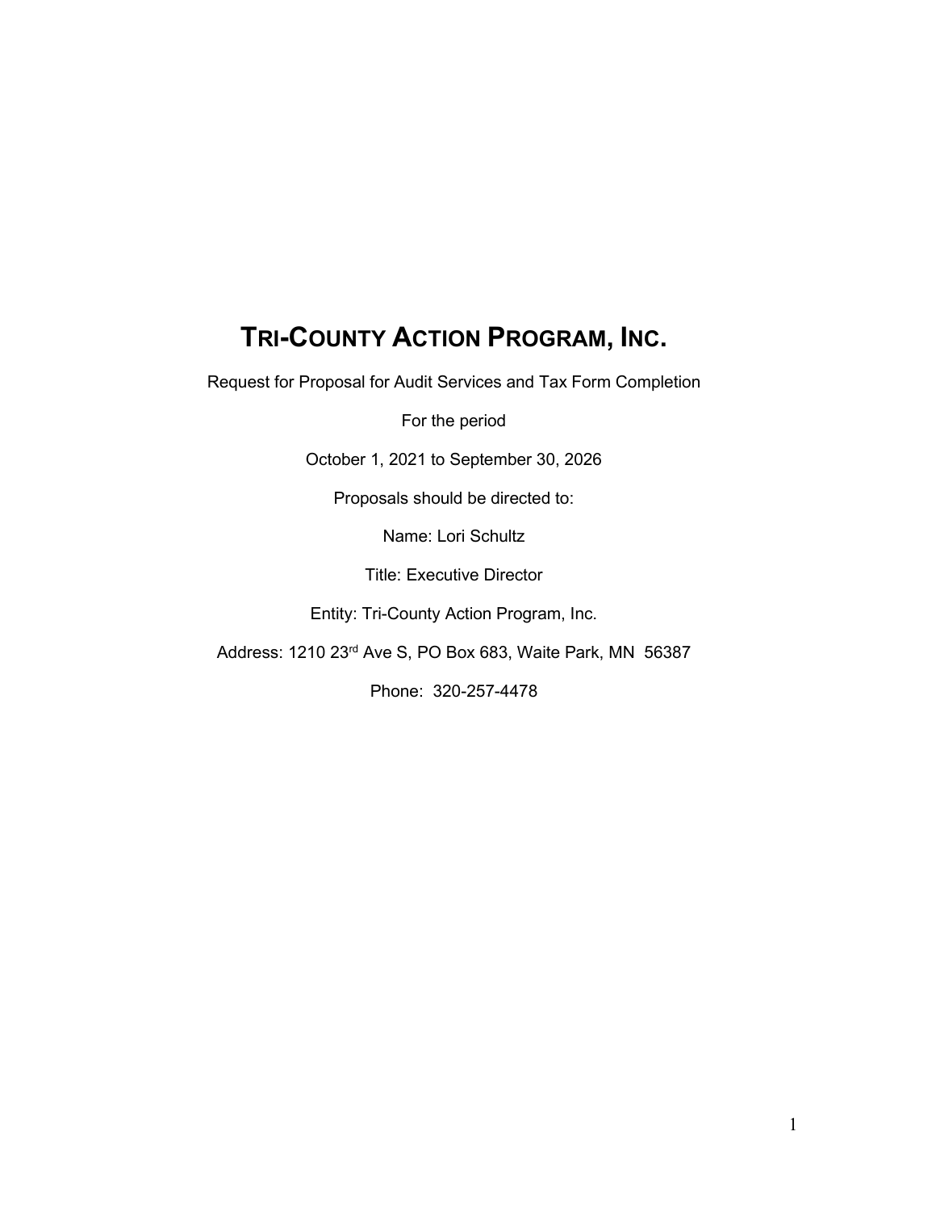# TRI-COUNTY ACTION PROGRAM, INC.

Request for Proposal for Audit Services and Tax Form Completion

For the period

October 1, 2021 to September 30, 2026

Proposals should be directed to:

Name: Lori Schultz

Title: Executive Director

Entity: Tri-County Action Program, Inc.

Address: 1210 23rd Ave S, PO Box 683, Waite Park, MN 56387

Phone: 320-257-4478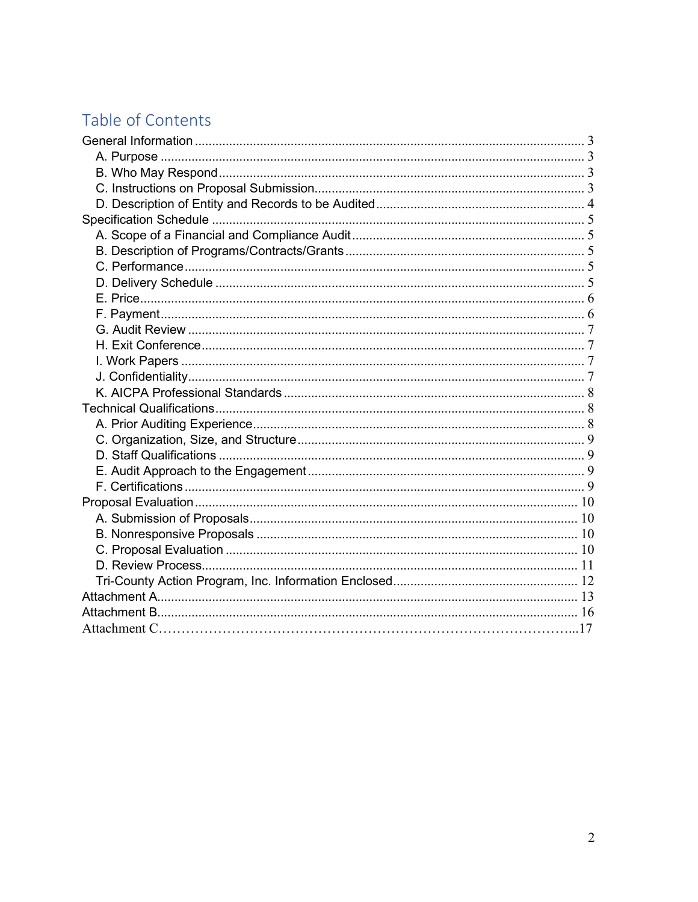# Table of Contents

- General Information ..... 3
  - A. Purpose ..... 3
  - B. Who May Respond ..... 3
  - C. Instructions on Proposal Submission ..... 3
  - D. Description of Entity and Records to be Audited ..... 4
- Specification Schedule ..... 5
  - A. Scope of a Financial and Compliance Audit ..... 5
  - B. Description of Programs/Contracts/Grants ..... 5
  - C. Performance ..... 5
  - D. Delivery Schedule ..... 5
  - E. Price ..... 6
  - F. Payment ..... 6
  - G. Audit Review ..... 7
  - H. Exit Conference ..... 7
  - I. Work Papers ..... 7
  - J. Confidentiality ..... 7
  - K. AICPA Professional Standards ..... 8
- Technical Qualifications ..... 8
  - A. Prior Auditing Experience ..... 8
  - C. Organization, Size, and Structure ..... 9
  - D. Staff Qualifications ..... 9
  - E. Audit Approach to the Engagement ..... 9
  - F. Certifications ..... 9
- Proposal Evaluation ..... 10
  - A. Submission of Proposals ..... 10
  - B. Nonresponsive Proposals ..... 10
  - C. Proposal Evaluation ..... 10
  - D. Review Process ..... 11
  - Tri-County Action Program, Inc. Information Enclosed ..... 12
- Attachment A ..... 13
- Attachment B ..... 16
- Attachment C ..... 17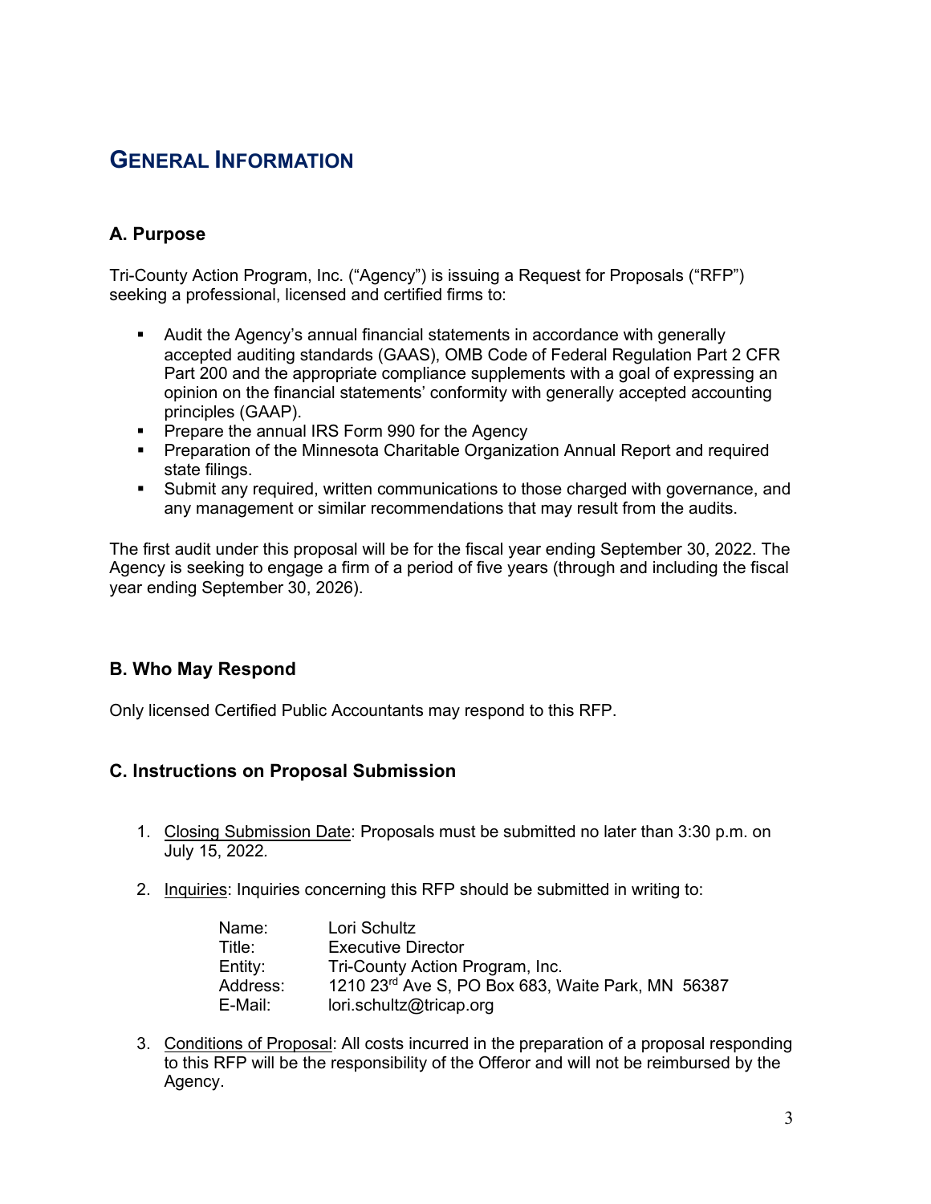## GENERAL INFORMATION

### A. Purpose

Tri-County Action Program, Inc. ("Agency") is issuing a Request for Proposals ("RFP") seeking a professional, licensed and certified firms to:

- Audit the Agency's annual financial statements in accordance with generally accepted auditing standards (GAAS), OMB Code of Federal Regulation Part 2 CFR Part 200 and the appropriate compliance supplements with a goal of expressing an opinion on the financial statements' conformity with generally accepted accounting principles (GAAP).
- Prepare the annual IRS Form 990 for the Agency
- Preparation of the Minnesota Charitable Organization Annual Report and required state filings.
- Submit any required, written communications to those charged with governance, and any management or similar recommendations that may result from the audits.

The first audit under this proposal will be for the fiscal year ending September 30, 2022. The Agency is seeking to engage a firm of a period of five years (through and including the fiscal year ending September 30, 2026).

### B. Who May Respond

Only licensed Certified Public Accountants may respond to this RFP.

### C. Instructions on Proposal Submission

1. Closing Submission Date: Proposals must be submitted no later than 3:30 p.m. on July 15, 2022.

2. Inquiries: Inquiries concerning this RFP should be submitted in writing to:

   | | |
   |---|---|
   | Name: | Lori Schultz |
   | Title: | Executive Director |
   | Entity: | Tri-County Action Program, Inc. |
   | Address: | 1210 23rd Ave S, PO Box 683, Waite Park, MN 56387 |
   | E-Mail: | lori.schultz@tricap.org |

3. Conditions of Proposal: All costs incurred in the preparation of a proposal responding to this RFP will be the responsibility of the Offeror and will not be reimbursed by the Agency.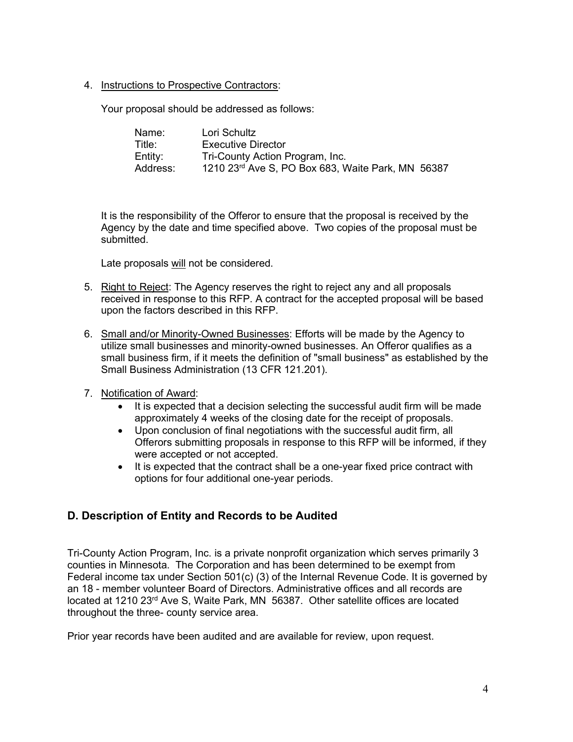4. Instructions to Prospective Contractors:

   Your proposal should be addressed as follows:

   | | |
   |---|---|
   | Name: | Lori Schultz |
   | Title: | Executive Director |
   | Entity: | Tri-County Action Program, Inc. |
   | Address: | 1210 23rd Ave S, PO Box 683, Waite Park, MN 56387 |

   It is the responsibility of the Offeror to ensure that the proposal is received by the Agency by the date and time specified above. Two copies of the proposal must be submitted.

   Late proposals will not be considered.

5. Right to Reject: The Agency reserves the right to reject any and all proposals received in response to this RFP. A contract for the accepted proposal will be based upon the factors described in this RFP.

6. Small and/or Minority-Owned Businesses: Efforts will be made by the Agency to utilize small businesses and minority-owned businesses. An Offeror qualifies as a small business firm, if it meets the definition of "small business" as established by the Small Business Administration (13 CFR 121.201).

7. Notification of Award:
   - It is expected that a decision selecting the successful audit firm will be made approximately 4 weeks of the closing date for the receipt of proposals.
   - Upon conclusion of final negotiations with the successful audit firm, all Offerors submitting proposals in response to this RFP will be informed, if they were accepted or not accepted.
   - It is expected that the contract shall be a one-year fixed price contract with options for four additional one-year periods.

## D. Description of Entity and Records to be Audited

Tri-County Action Program, Inc. is a private nonprofit organization which serves primarily 3 counties in Minnesota. The Corporation and has been determined to be exempt from Federal income tax under Section 501(c) (3) of the Internal Revenue Code. It is governed by an 18 - member volunteer Board of Directors. Administrative offices and all records are located at 1210 23rd Ave S, Waite Park, MN 56387. Other satellite offices are located throughout the three- county service area.

Prior year records have been audited and are available for review, upon request.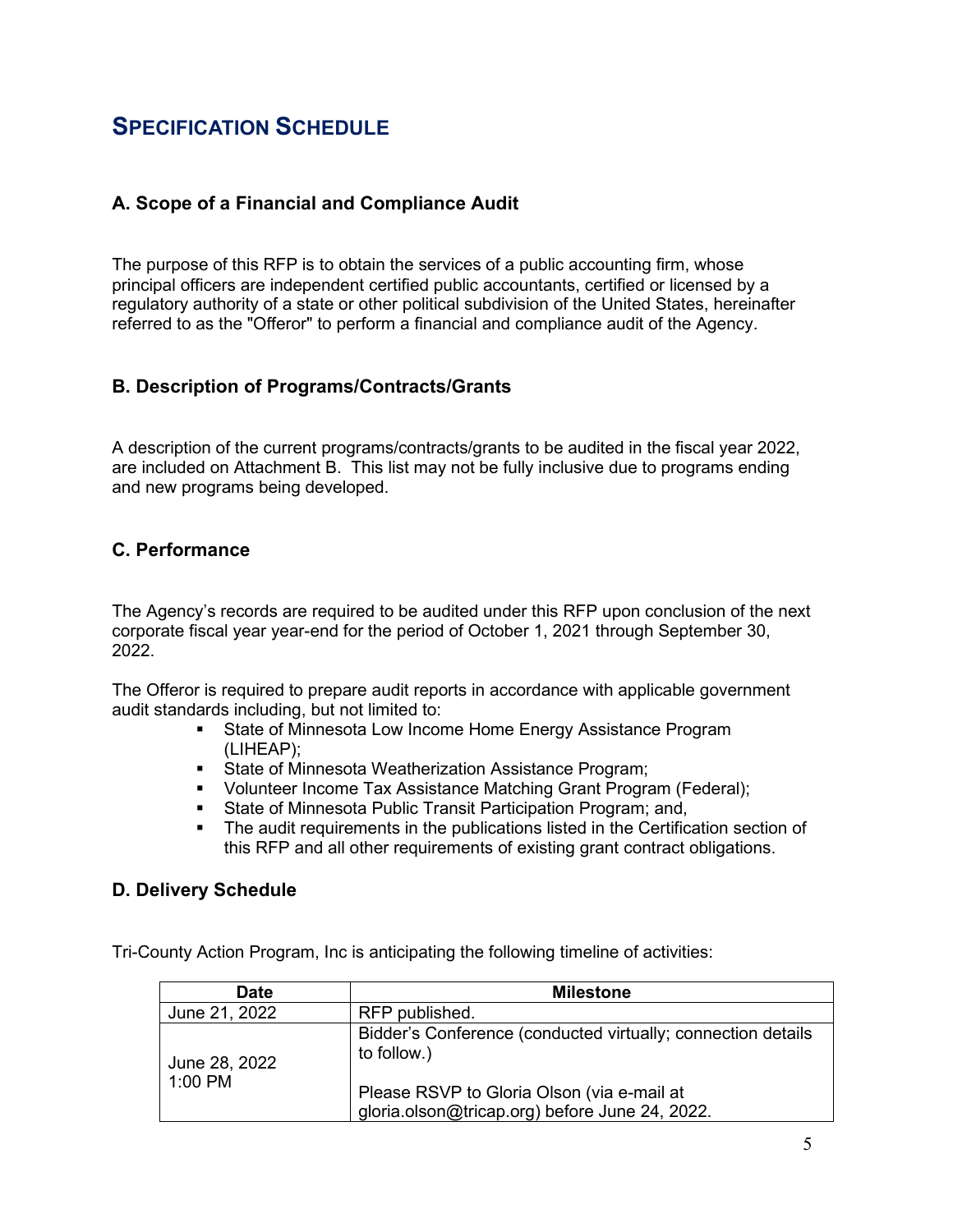# Specification Schedule

## A. Scope of a Financial and Compliance Audit

The purpose of this RFP is to obtain the services of a public accounting firm, whose principal officers are independent certified public accountants, certified or licensed by a regulatory authority of a state or other political subdivision of the United States, hereinafter referred to as the "Offeror" to perform a financial and compliance audit of the Agency.

## B. Description of Programs/Contracts/Grants

A description of the current programs/contracts/grants to be audited in the fiscal year 2022, are included on Attachment B. This list may not be fully inclusive due to programs ending and new programs being developed.

## C. Performance

The Agency's records are required to be audited under this RFP upon conclusion of the next corporate fiscal year year-end for the period of October 1, 2021 through September 30, 2022.

The Offeror is required to prepare audit reports in accordance with applicable government audit standards including, but not limited to:

- State of Minnesota Low Income Home Energy Assistance Program (LIHEAP);
- State of Minnesota Weatherization Assistance Program;
- Volunteer Income Tax Assistance Matching Grant Program (Federal);
- State of Minnesota Public Transit Participation Program; and,
- The audit requirements in the publications listed in the Certification section of this RFP and all other requirements of existing grant contract obligations.

## D. Delivery Schedule

Tri-County Action Program, Inc is anticipating the following timeline of activities:

| Date | Milestone |
|---|---|
| June 21, 2022 | RFP published. |
| June 28, 2022 1:00 PM | Bidder's Conference (conducted virtually; connection details to follow.)<br><br>Please RSVP to Gloria Olson (via e-mail at gloria.olson@tricap.org) before June 24, 2022. |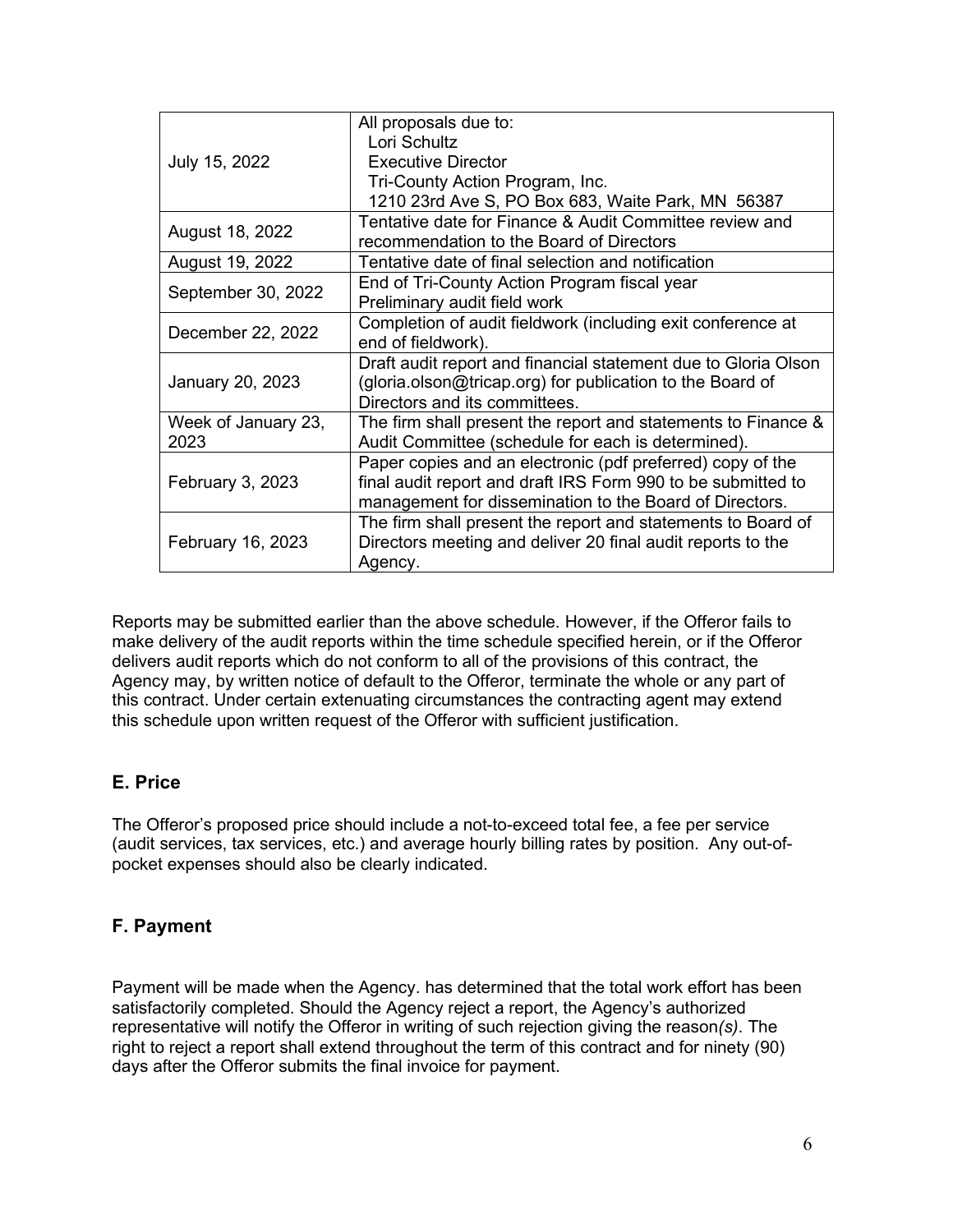| | |
|---|---|
| July 15, 2022 | All proposals due to:<br>Lori Schultz<br>Executive Director<br>Tri-County Action Program, Inc.<br>1210 23rd Ave S, PO Box 683, Waite Park, MN 56387 |
| August 18, 2022 | Tentative date for Finance & Audit Committee review and recommendation to the Board of Directors |
| August 19, 2022 | Tentative date of final selection and notification |
| September 30, 2022 | End of Tri-County Action Program fiscal year<br>Preliminary audit field work |
| December 22, 2022 | Completion of audit fieldwork (including exit conference at end of fieldwork). |
| January 20, 2023 | Draft audit report and financial statement due to Gloria Olson (gloria.olson@tricap.org) for publication to the Board of Directors and its committees. |
| Week of January 23, 2023 | The firm shall present the report and statements to Finance & Audit Committee (schedule for each is determined). |
| February 3, 2023 | Paper copies and an electronic (pdf preferred) copy of the final audit report and draft IRS Form 990 to be submitted to management for dissemination to the Board of Directors. |
| February 16, 2023 | The firm shall present the report and statements to Board of Directors meeting and deliver 20 final audit reports to the Agency. |

Reports may be submitted earlier than the above schedule. However, if the Offeror fails to make delivery of the audit reports within the time schedule specified herein, or if the Offeror delivers audit reports which do not conform to all of the provisions of this contract, the Agency may, by written notice of default to the Offeror, terminate the whole or any part of this contract. Under certain extenuating circumstances the contracting agent may extend this schedule upon written request of the Offeror with sufficient justification.

## E. Price

The Offeror's proposed price should include a not-to-exceed total fee, a fee per service (audit services, tax services, etc.) and average hourly billing rates by position. Any out-of-pocket expenses should also be clearly indicated.

## F. Payment

Payment will be made when the Agency. has determined that the total work effort has been satisfactorily completed. Should the Agency reject a report, the Agency's authorized representative will notify the Offeror in writing of such rejection giving the reason*(s)*. The right to reject a report shall extend throughout the term of this contract and for ninety (90) days after the Offeror submits the final invoice for payment.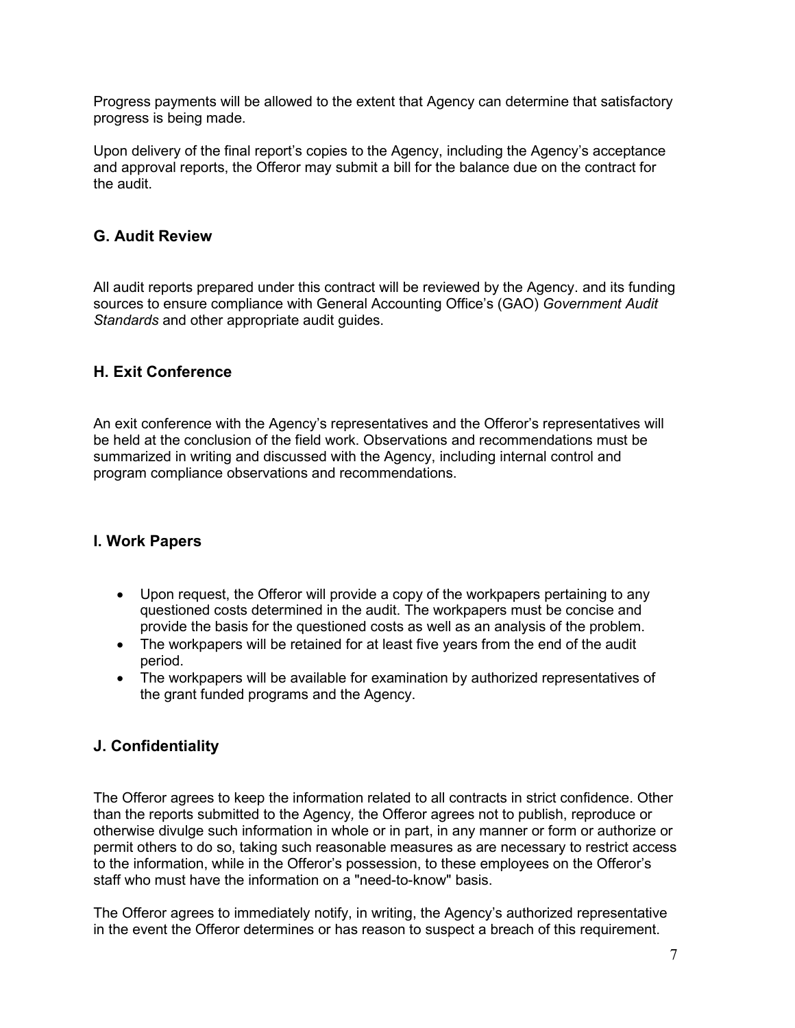Progress payments will be allowed to the extent that Agency can determine that satisfactory progress is being made.

Upon delivery of the final report's copies to the Agency, including the Agency's acceptance and approval reports, the Offeror may submit a bill for the balance due on the contract for the audit.

## G. Audit Review

All audit reports prepared under this contract will be reviewed by the Agency. and its funding sources to ensure compliance with General Accounting Office's (GAO) *Government Audit Standards* and other appropriate audit guides.

## H. Exit Conference

An exit conference with the Agency's representatives and the Offeror's representatives will be held at the conclusion of the field work. Observations and recommendations must be summarized in writing and discussed with the Agency, including internal control and program compliance observations and recommendations.

## I. Work Papers

- Upon request, the Offeror will provide a copy of the workpapers pertaining to any questioned costs determined in the audit. The workpapers must be concise and provide the basis for the questioned costs as well as an analysis of the problem.
- The workpapers will be retained for at least five years from the end of the audit period.
- The workpapers will be available for examination by authorized representatives of the grant funded programs and the Agency.

## J. Confidentiality

The Offeror agrees to keep the information related to all contracts in strict confidence. Other than the reports submitted to the Agency*,* the Offeror agrees not to publish, reproduce or otherwise divulge such information in whole or in part, in any manner or form or authorize or permit others to do so, taking such reasonable measures as are necessary to restrict access to the information, while in the Offeror's possession, to these employees on the Offeror's staff who must have the information on a "need-to-know" basis.

The Offeror agrees to immediately notify, in writing, the Agency's authorized representative in the event the Offeror determines or has reason to suspect a breach of this requirement.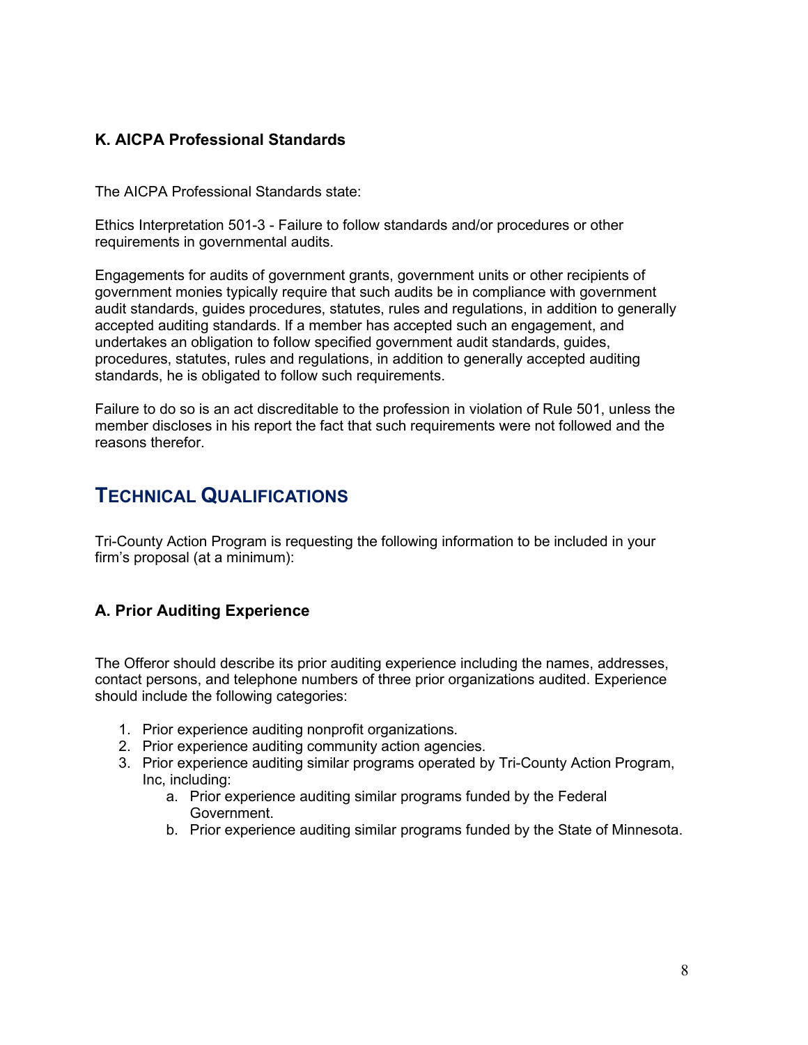### K. AICPA Professional Standards

The AICPA Professional Standards state:

Ethics Interpretation 501-3 - Failure to follow standards and/or procedures or other requirements in governmental audits.

Engagements for audits of government grants, government units or other recipients of government monies typically require that such audits be in compliance with government audit standards, guides procedures, statutes, rules and regulations, in addition to generally accepted auditing standards. If a member has accepted such an engagement, and undertakes an obligation to follow specified government audit standards, guides, procedures, statutes, rules and regulations, in addition to generally accepted auditing standards, he is obligated to follow such requirements.

Failure to do so is an act discreditable to the profession in violation of Rule 501, unless the member discloses in his report the fact that such requirements were not followed and the reasons therefor.

## TECHNICAL QUALIFICATIONS

Tri-County Action Program is requesting the following information to be included in your firm's proposal (at a minimum):

### A. Prior Auditing Experience

The Offeror should describe its prior auditing experience including the names, addresses, contact persons, and telephone numbers of three prior organizations audited. Experience should include the following categories:

1. Prior experience auditing nonprofit organizations.
2. Prior experience auditing community action agencies.
3. Prior experience auditing similar programs operated by Tri-County Action Program, Inc, including:
   a. Prior experience auditing similar programs funded by the Federal Government.
   b. Prior experience auditing similar programs funded by the State of Minnesota.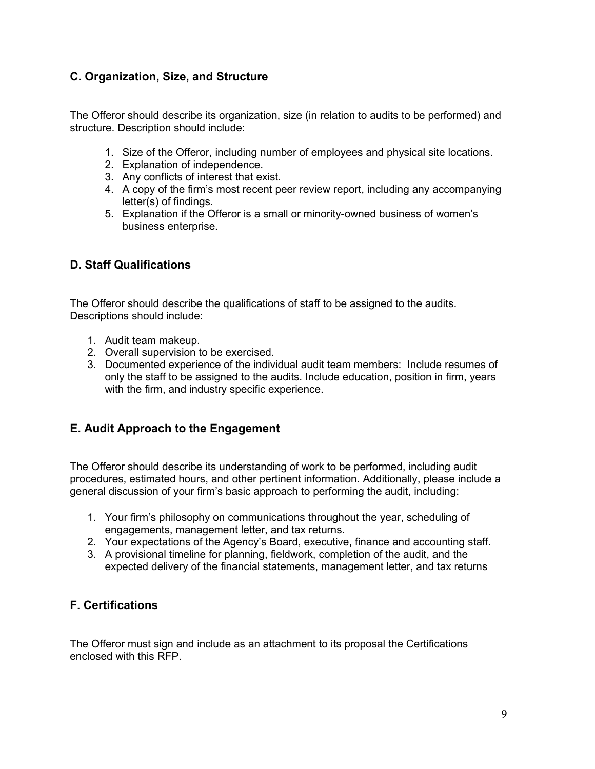### C. Organization, Size, and Structure

The Offeror should describe its organization, size (in relation to audits to be performed) and structure. Description should include:

1. Size of the Offeror, including number of employees and physical site locations.
2. Explanation of independence.
3. Any conflicts of interest that exist.
4. A copy of the firm's most recent peer review report, including any accompanying letter(s) of findings.
5. Explanation if the Offeror is a small or minority-owned business of women's business enterprise.

### D. Staff Qualifications

The Offeror should describe the qualifications of staff to be assigned to the audits. Descriptions should include:

1. Audit team makeup.
2. Overall supervision to be exercised.
3. Documented experience of the individual audit team members: Include resumes of only the staff to be assigned to the audits. Include education, position in firm, years with the firm, and industry specific experience.

### E. Audit Approach to the Engagement

The Offeror should describe its understanding of work to be performed, including audit procedures, estimated hours, and other pertinent information. Additionally, please include a general discussion of your firm's basic approach to performing the audit, including:

1. Your firm's philosophy on communications throughout the year, scheduling of engagements, management letter, and tax returns.
2. Your expectations of the Agency's Board, executive, finance and accounting staff.
3. A provisional timeline for planning, fieldwork, completion of the audit, and the expected delivery of the financial statements, management letter, and tax returns

### F. Certifications

The Offeror must sign and include as an attachment to its proposal the Certifications enclosed with this RFP.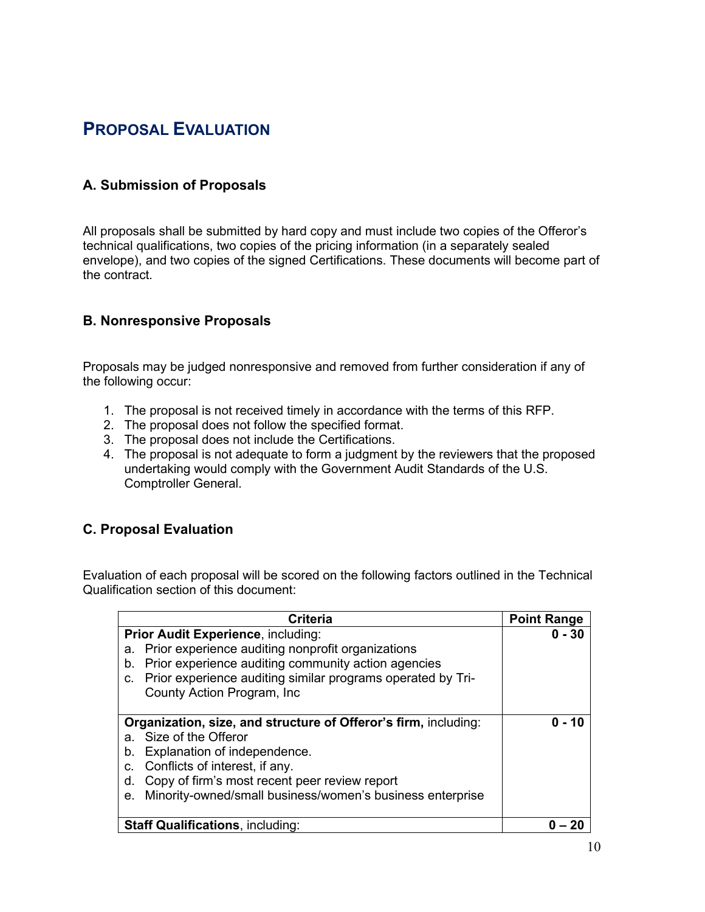## Proposal Evaluation

### A. Submission of Proposals

All proposals shall be submitted by hard copy and must include two copies of the Offeror's technical qualifications, two copies of the pricing information (in a separately sealed envelope), and two copies of the signed Certifications. These documents will become part of the contract.

### B. Nonresponsive Proposals

Proposals may be judged nonresponsive and removed from further consideration if any of the following occur:

1. The proposal is not received timely in accordance with the terms of this RFP.
2. The proposal does not follow the specified format.
3. The proposal does not include the Certifications.
4. The proposal is not adequate to form a judgment by the reviewers that the proposed undertaking would comply with the Government Audit Standards of the U.S. Comptroller General.

### C. Proposal Evaluation

Evaluation of each proposal will be scored on the following factors outlined in the Technical Qualification section of this document:

| Criteria | Point Range |
|---|---|
| **Prior Audit Experience**, including:<br>a. Prior experience auditing nonprofit organizations<br>b. Prior experience auditing community action agencies<br>c. Prior experience auditing similar programs operated by Tri-County Action Program, Inc | **0 - 30** |
| **Organization, size, and structure of Offeror's firm,** including:<br>a. Size of the Offeror<br>b. Explanation of independence.<br>c. Conflicts of interest, if any.<br>d. Copy of firm's most recent peer review report<br>e. Minority-owned/small business/women's business enterprise | **0 - 10** |
| **Staff Qualifications**, including: | **0 – 20** |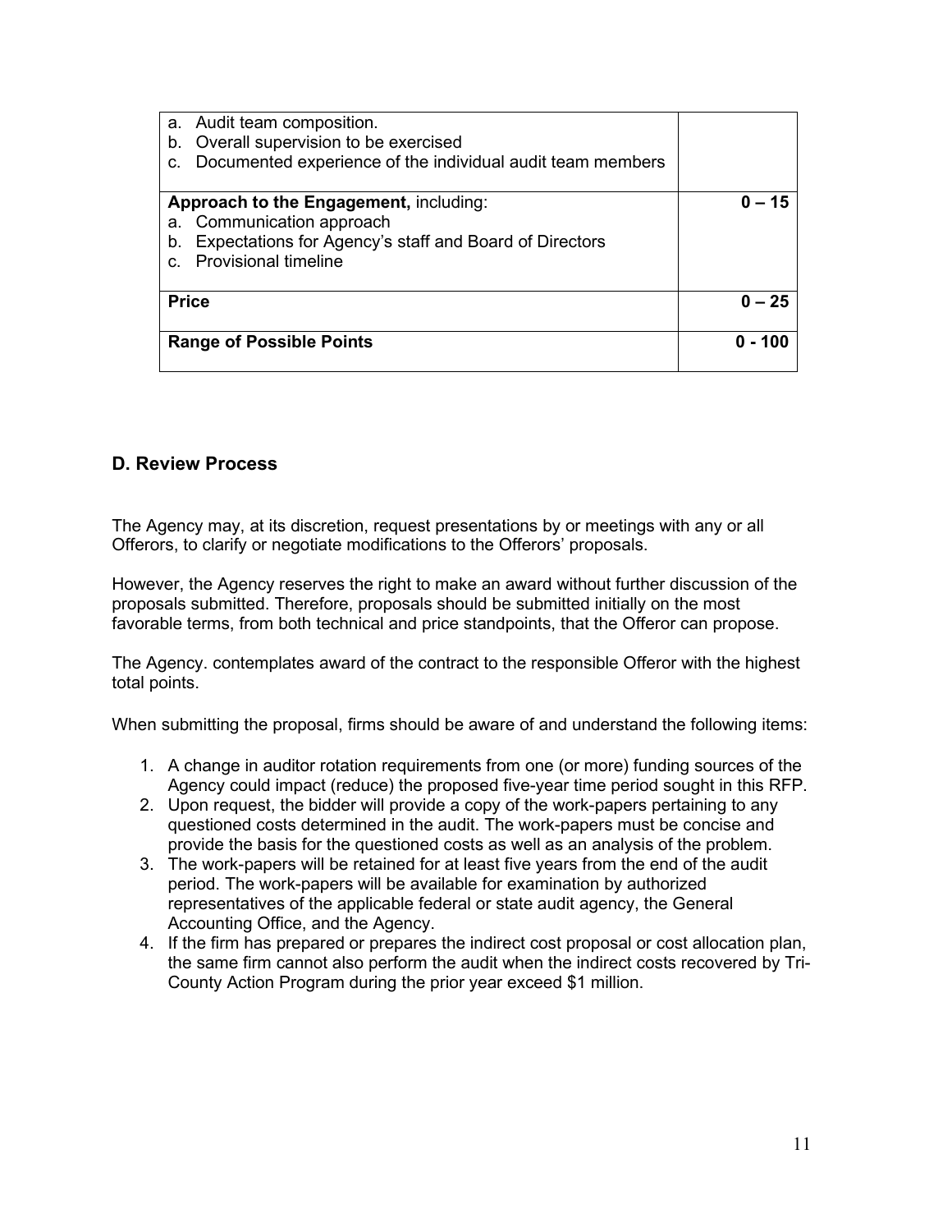| | |
|---|---|
| a. Audit team composition.<br>b. Overall supervision to be exercised<br>c. Documented experience of the individual audit team members | |
| **Approach to the Engagement,** including:<br>a. Communication approach<br>b. Expectations for Agency's staff and Board of Directors<br>c. Provisional timeline | **0 – 15** |
| **Price** | **0 – 25** |
| **Range of Possible Points** | **0 - 100** |

## D. Review Process

The Agency may, at its discretion, request presentations by or meetings with any or all Offerors, to clarify or negotiate modifications to the Offerors' proposals.

However, the Agency reserves the right to make an award without further discussion of the proposals submitted. Therefore, proposals should be submitted initially on the most favorable terms, from both technical and price standpoints, that the Offeror can propose.

The Agency. contemplates award of the contract to the responsible Offeror with the highest total points.

When submitting the proposal, firms should be aware of and understand the following items:

1. A change in auditor rotation requirements from one (or more) funding sources of the Agency could impact (reduce) the proposed five-year time period sought in this RFP.
2. Upon request, the bidder will provide a copy of the work-papers pertaining to any questioned costs determined in the audit. The work-papers must be concise and provide the basis for the questioned costs as well as an analysis of the problem.
3. The work-papers will be retained for at least five years from the end of the audit period. The work-papers will be available for examination by authorized representatives of the applicable federal or state audit agency, the General Accounting Office, and the Agency.
4. If the firm has prepared or prepares the indirect cost proposal or cost allocation plan, the same firm cannot also perform the audit when the indirect costs recovered by Tri-County Action Program during the prior year exceed $1 million.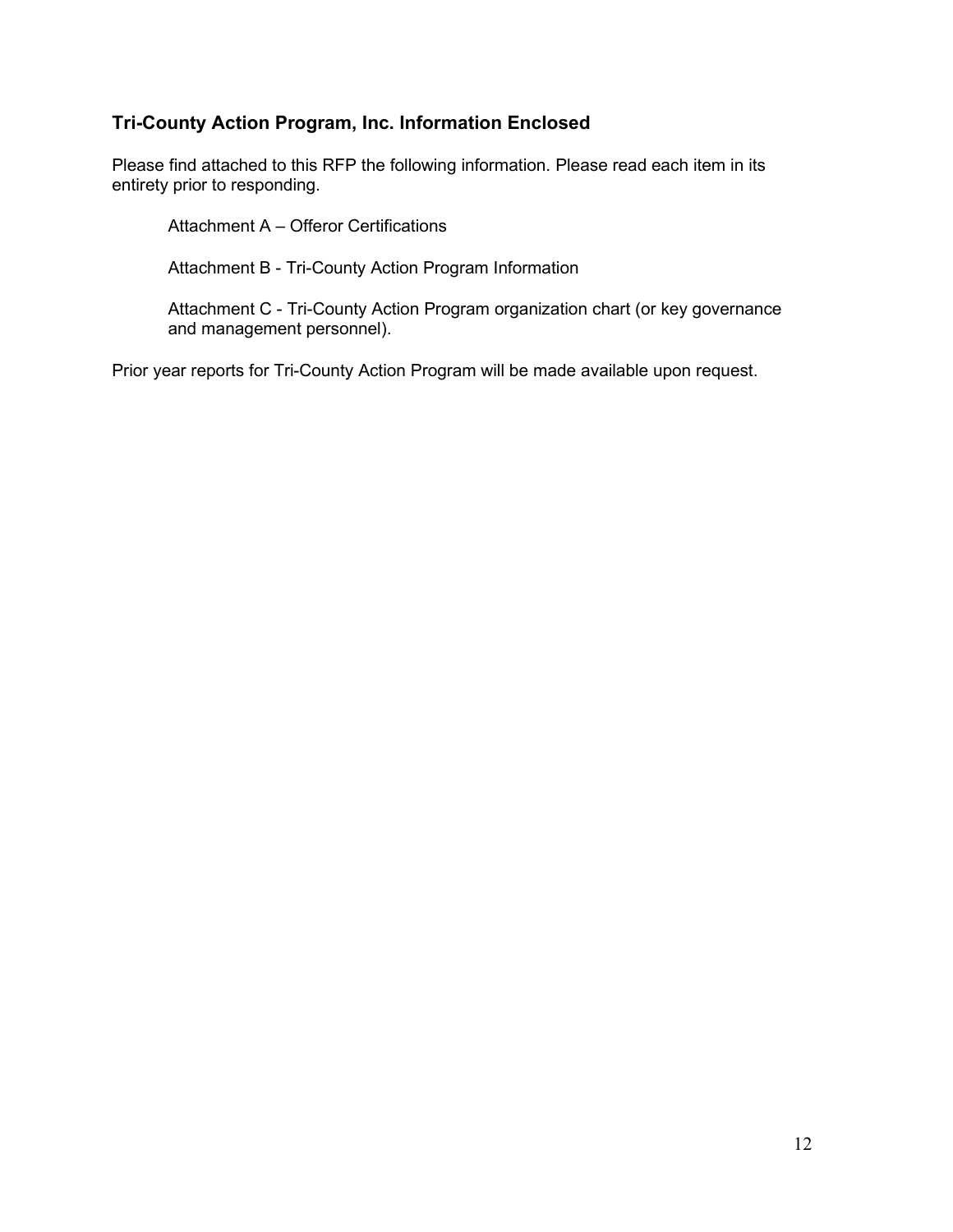### Tri-County Action Program, Inc. Information Enclosed

Please find attached to this RFP the following information. Please read each item in its entirety prior to responding.

Attachment A – Offeror Certifications

Attachment B - Tri-County Action Program Information

Attachment C - Tri-County Action Program organization chart (or key governance and management personnel).

Prior year reports for Tri-County Action Program will be made available upon request.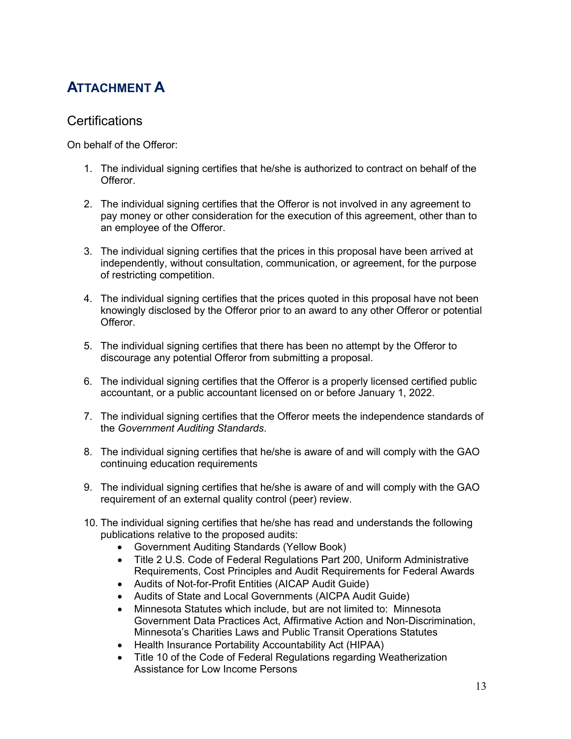# ATTACHMENT A

## Certifications

On behalf of the Offeror:

1. The individual signing certifies that he/she is authorized to contract on behalf of the Offeror.

2. The individual signing certifies that the Offeror is not involved in any agreement to pay money or other consideration for the execution of this agreement, other than to an employee of the Offeror.

3. The individual signing certifies that the prices in this proposal have been arrived at independently, without consultation, communication, or agreement, for the purpose of restricting competition.

4. The individual signing certifies that the prices quoted in this proposal have not been knowingly disclosed by the Offeror prior to an award to any other Offeror or potential Offeror.

5. The individual signing certifies that there has been no attempt by the Offeror to discourage any potential Offeror from submitting a proposal.

6. The individual signing certifies that the Offeror is a properly licensed certified public accountant, or a public accountant licensed on or before January 1, 2022.

7. The individual signing certifies that the Offeror meets the independence standards of the *Government Auditing Standards*.

8. The individual signing certifies that he/she is aware of and will comply with the GAO continuing education requirements

9. The individual signing certifies that he/she is aware of and will comply with the GAO requirement of an external quality control (peer) review.

10. The individual signing certifies that he/she has read and understands the following publications relative to the proposed audits:
    - Government Auditing Standards (Yellow Book)
    - Title 2 U.S. Code of Federal Regulations Part 200, Uniform Administrative Requirements, Cost Principles and Audit Requirements for Federal Awards
    - Audits of Not-for-Profit Entities (AICAP Audit Guide)
    - Audits of State and Local Governments (AICPA Audit Guide)
    - Minnesota Statutes which include, but are not limited to: Minnesota Government Data Practices Act, Affirmative Action and Non-Discrimination, Minnesota's Charities Laws and Public Transit Operations Statutes
    - Health Insurance Portability Accountability Act (HIPAA)
    - Title 10 of the Code of Federal Regulations regarding Weatherization Assistance for Low Income Persons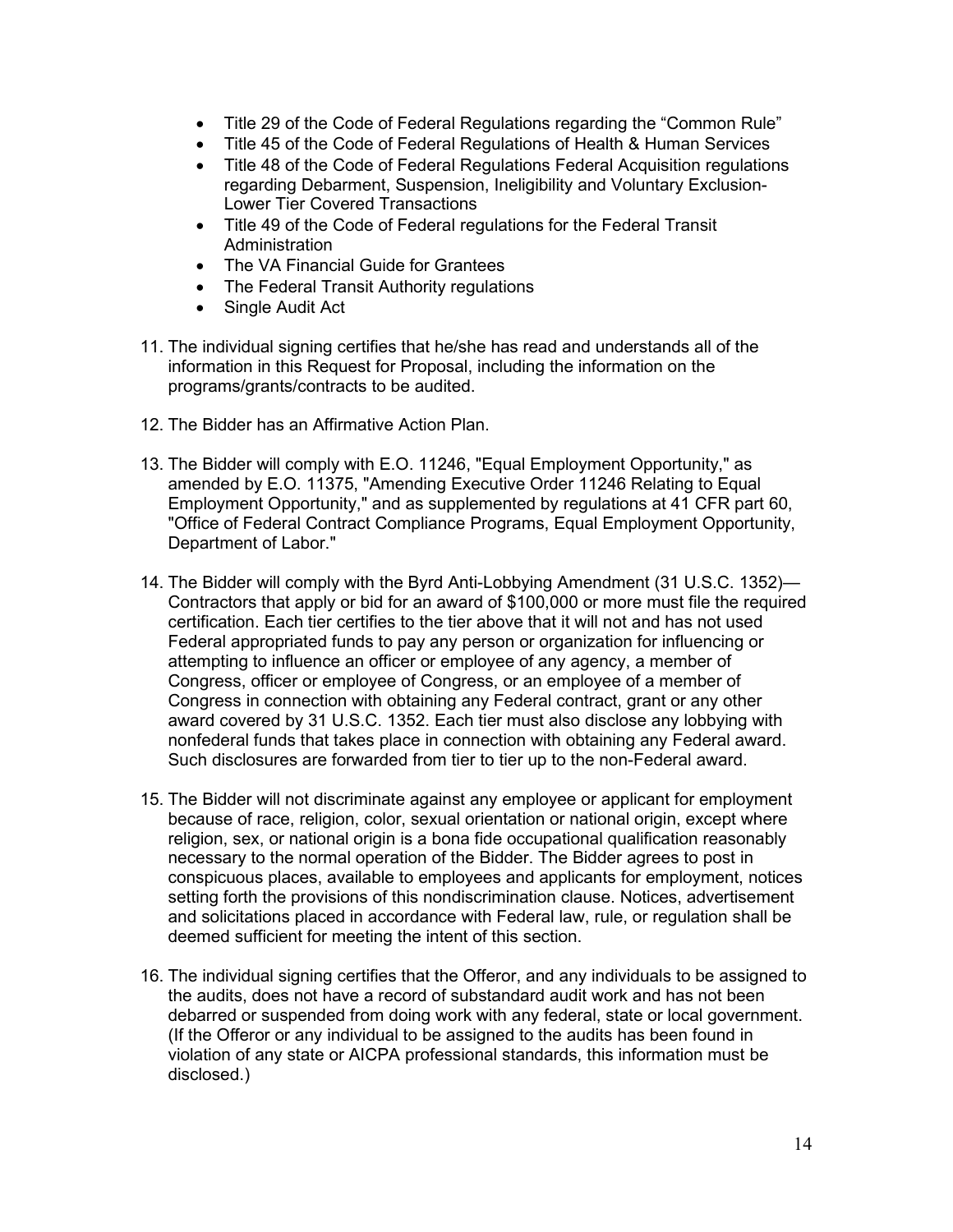- Title 29 of the Code of Federal Regulations regarding the "Common Rule"
- Title 45 of the Code of Federal Regulations of Health & Human Services
- Title 48 of the Code of Federal Regulations Federal Acquisition regulations regarding Debarment, Suspension, Ineligibility and Voluntary Exclusion-Lower Tier Covered Transactions
- Title 49 of the Code of Federal regulations for the Federal Transit Administration
- The VA Financial Guide for Grantees
- The Federal Transit Authority regulations
- Single Audit Act

11. The individual signing certifies that he/she has read and understands all of the information in this Request for Proposal, including the information on the programs/grants/contracts to be audited.

12. The Bidder has an Affirmative Action Plan.

13. The Bidder will comply with E.O. 11246, "Equal Employment Opportunity," as amended by E.O. 11375, "Amending Executive Order 11246 Relating to Equal Employment Opportunity," and as supplemented by regulations at 41 CFR part 60, "Office of Federal Contract Compliance Programs, Equal Employment Opportunity, Department of Labor."

14. The Bidder will comply with the Byrd Anti-Lobbying Amendment (31 U.S.C. 1352)—Contractors that apply or bid for an award of $100,000 or more must file the required certification. Each tier certifies to the tier above that it will not and has not used Federal appropriated funds to pay any person or organization for influencing or attempting to influence an officer or employee of any agency, a member of Congress, officer or employee of Congress, or an employee of a member of Congress in connection with obtaining any Federal contract, grant or any other award covered by 31 U.S.C. 1352. Each tier must also disclose any lobbying with nonfederal funds that takes place in connection with obtaining any Federal award. Such disclosures are forwarded from tier to tier up to the non-Federal award.

15. The Bidder will not discriminate against any employee or applicant for employment because of race, religion, color, sexual orientation or national origin, except where religion, sex, or national origin is a bona fide occupational qualification reasonably necessary to the normal operation of the Bidder. The Bidder agrees to post in conspicuous places, available to employees and applicants for employment, notices setting forth the provisions of this nondiscrimination clause. Notices, advertisement and solicitations placed in accordance with Federal law, rule, or regulation shall be deemed sufficient for meeting the intent of this section.

16. The individual signing certifies that the Offeror, and any individuals to be assigned to the audits, does not have a record of substandard audit work and has not been debarred or suspended from doing work with any federal, state or local government. (If the Offeror or any individual to be assigned to the audits has been found in violation of any state or AICPA professional standards, this information must be disclosed.)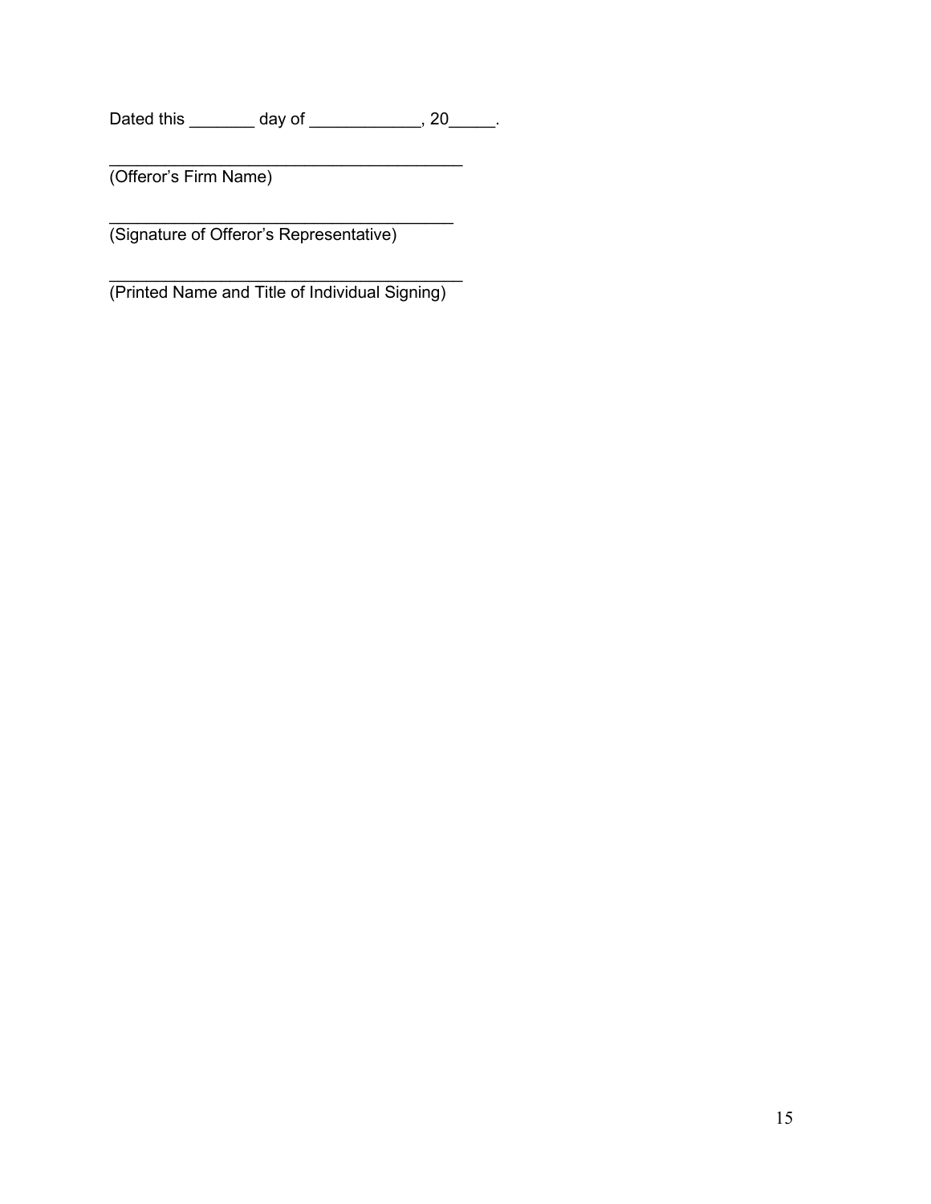Dated this _______ day of ____________, 20_____.

_______________________________________
(Offeror's Firm Name)

______________________________________
(Signature of Offeror's Representative)

_______________________________________
(Printed Name and Title of Individual Signing)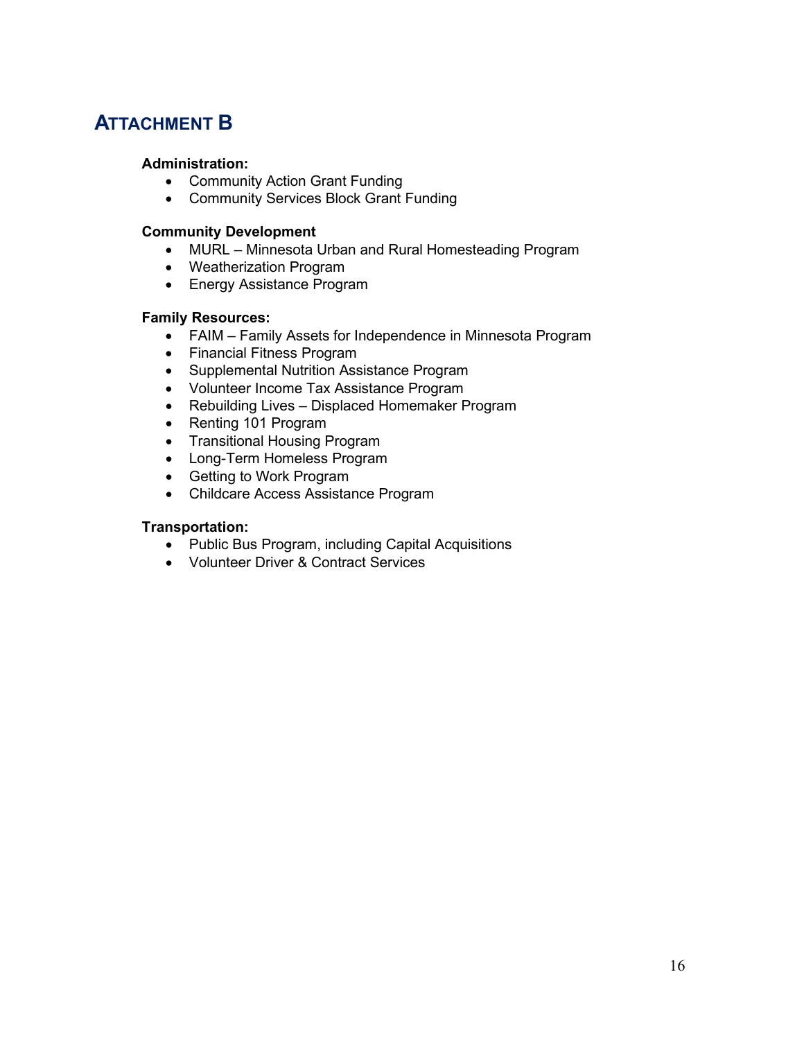## ATTACHMENT B

**Administration:**

- Community Action Grant Funding
- Community Services Block Grant Funding

**Community Development**

- MURL – Minnesota Urban and Rural Homesteading Program
- Weatherization Program
- Energy Assistance Program

**Family Resources:**

- FAIM – Family Assets for Independence in Minnesota Program
- Financial Fitness Program
- Supplemental Nutrition Assistance Program
- Volunteer Income Tax Assistance Program
- Rebuilding Lives – Displaced Homemaker Program
- Renting 101 Program
- Transitional Housing Program
- Long-Term Homeless Program
- Getting to Work Program
- Childcare Access Assistance Program

**Transportation:**

- Public Bus Program, including Capital Acquisitions
- Volunteer Driver & Contract Services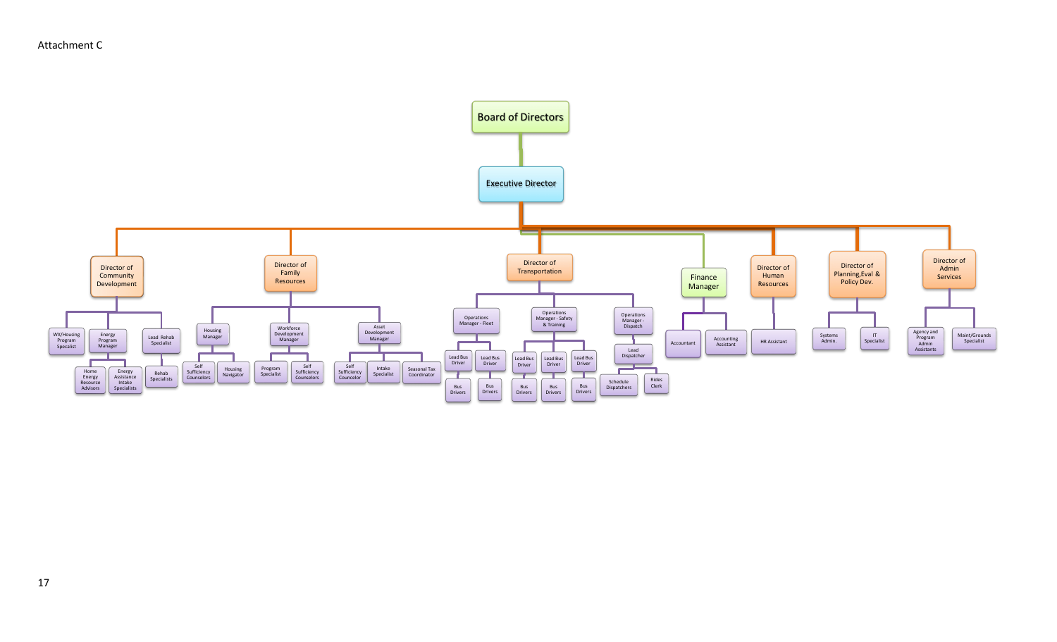Attachment C

Board of Directors

Executive Director

Director of Community Development

WX/Housing Program Specalist

Energy Program Manager

Lead Rehab Specialist

Home Energy Resource Advisors

Energy Assistance Intake Specialists

Rehab Specialists

Director of Family Resources

Housing Manager

Workforce Development Manager

Asset Development Manager

Self Sufficiency Counselors

Housing Navigator

Program Specialist

Self Sufficiency Counselors

Self Sufficiency Councelor

Intake Specialist

Seasonal Tax Coordinator

Director of Transportation

Operations Manager - Fleet

Operations Manager - Safety & Training

Operations Manager - Dispatch

Lead Bus Driver

Lead Bus Driver

Lead Bus Driver

Lead Bus Driver

Lead Bus Driver

Lead Dispatcher

Bus Drivers

Bus Drivers

Bus Drivers

Bus Drivers

Bus Drivers

Schedule Dispatchers

Rides Clerk

Finance Manager

Accountant

Accounting Assistant

Director of Human Resources

HR Assistant

Director of Planning,Eval & Policy Dev.

Systems Admin.

IT Specialist

Director of Admin Services

Agency and Program Admin Assistants

Maint/Grounds Specialist